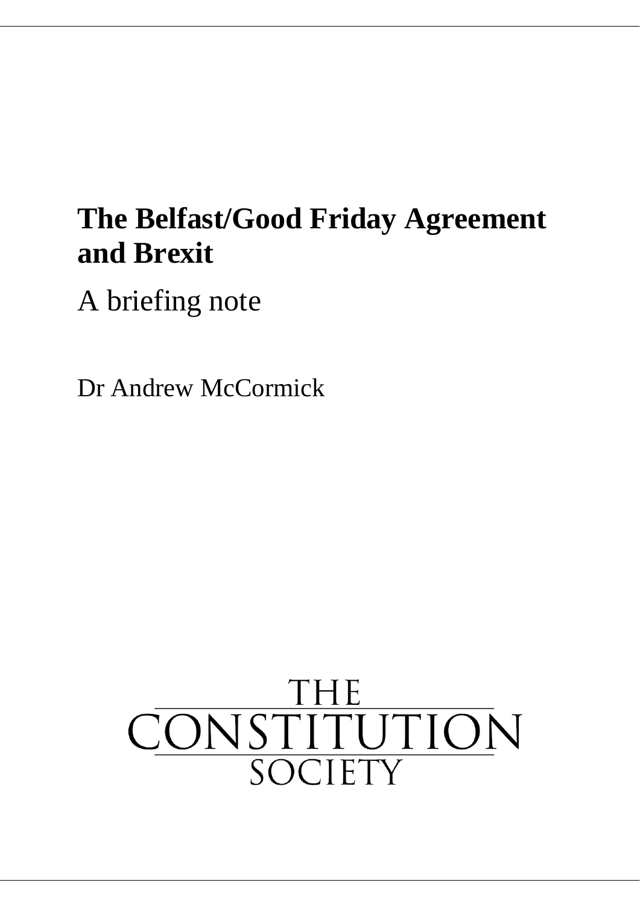# The Belfast/Good Friday Agreement and Brexit

A briefing note

Dr Andrew McCormick

THE CONSTITUTION SOCIETY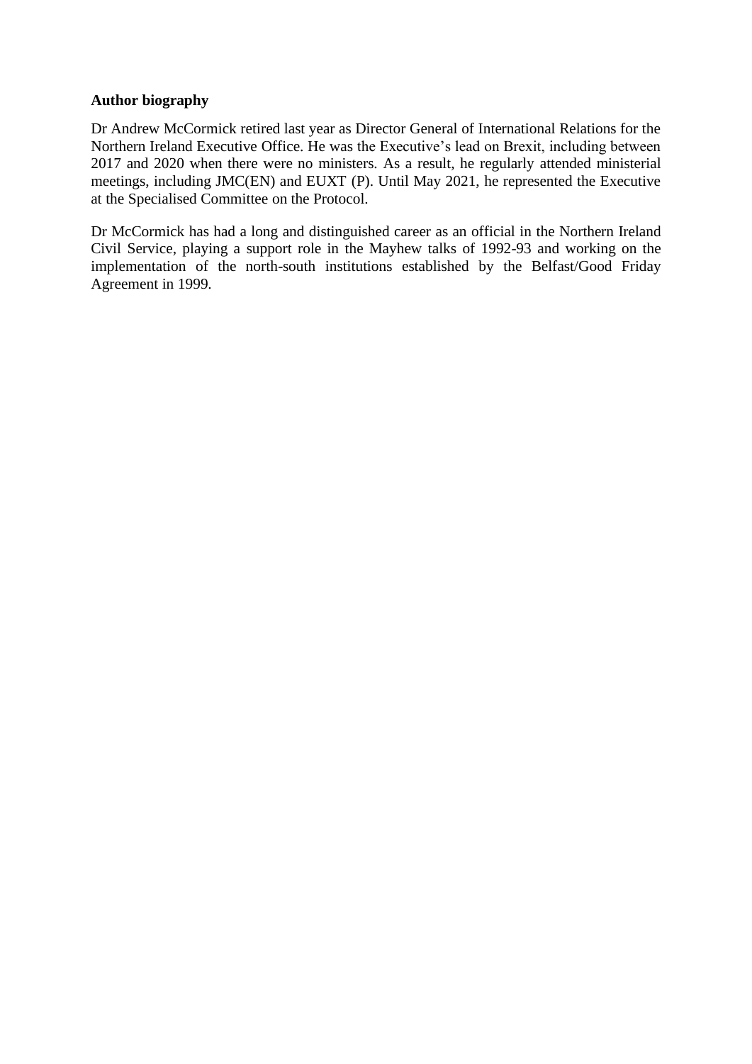**Author biography**

Dr Andrew McCormick retired last year as Director General of International Relations for the Northern Ireland Executive Office. He was the Executive's lead on Brexit, including between 2017 and 2020 when there were no ministers. As a result, he regularly attended ministerial meetings, including JMC(EN) and EUXT (P). Until May 2021, he represented the Executive at the Specialised Committee on the Protocol.

Dr McCormick has had a long and distinguished career as an official in the Northern Ireland Civil Service, playing a support role in the Mayhew talks of 1992-93 and working on the implementation of the north-south institutions established by the Belfast/Good Friday Agreement in 1999.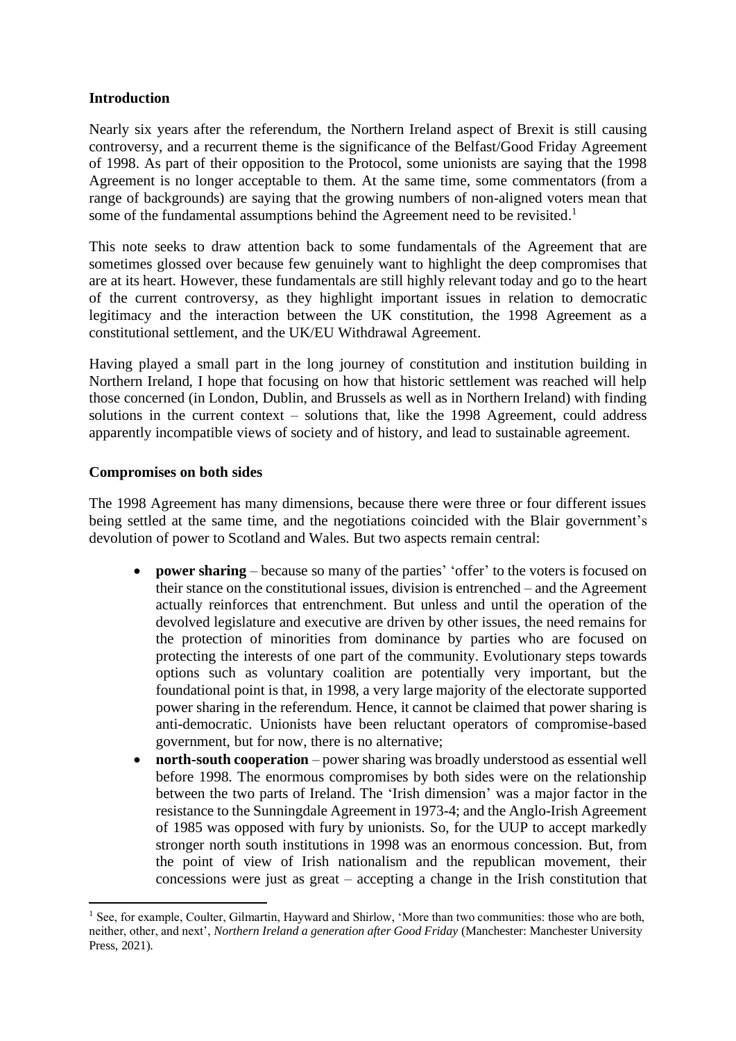## Introduction

Nearly six years after the referendum, the Northern Ireland aspect of Brexit is still causing controversy, and a recurrent theme is the significance of the Belfast/Good Friday Agreement of 1998. As part of their opposition to the Protocol, some unionists are saying that the 1998 Agreement is no longer acceptable to them. At the same time, some commentators (from a range of backgrounds) are saying that the growing numbers of non-aligned voters mean that some of the fundamental assumptions behind the Agreement need to be revisited.[1]

This note seeks to draw attention back to some fundamentals of the Agreement that are sometimes glossed over because few genuinely want to highlight the deep compromises that are at its heart. However, these fundamentals are still highly relevant today and go to the heart of the current controversy, as they highlight important issues in relation to democratic legitimacy and the interaction between the UK constitution, the 1998 Agreement as a constitutional settlement, and the UK/EU Withdrawal Agreement.

Having played a small part in the long journey of constitution and institution building in Northern Ireland, I hope that focusing on how that historic settlement was reached will help those concerned (in London, Dublin, and Brussels as well as in Northern Ireland) with finding solutions in the current context – solutions that, like the 1998 Agreement, could address apparently incompatible views of society and of history, and lead to sustainable agreement.

## Compromises on both sides

The 1998 Agreement has many dimensions, because there were three or four different issues being settled at the same time, and the negotiations coincided with the Blair government's devolution of power to Scotland and Wales. But two aspects remain central:

- **power sharing** – because so many of the parties' 'offer' to the voters is focused on their stance on the constitutional issues, division is entrenched – and the Agreement actually reinforces that entrenchment. But unless and until the operation of the devolved legislature and executive are driven by other issues, the need remains for the protection of minorities from dominance by parties who are focused on protecting the interests of one part of the community. Evolutionary steps towards options such as voluntary coalition are potentially very important, but the foundational point is that, in 1998, a very large majority of the electorate supported power sharing in the referendum. Hence, it cannot be claimed that power sharing is anti-democratic. Unionists have been reluctant operators of compromise-based government, but for now, there is no alternative;
- **north-south cooperation** – power sharing was broadly understood as essential well before 1998. The enormous compromises by both sides were on the relationship between the two parts of Ireland. The 'Irish dimension' was a major factor in the resistance to the Sunningdale Agreement in 1973-4; and the Anglo-Irish Agreement of 1985 was opposed with fury by unionists. So, for the UUP to accept markedly stronger north south institutions in 1998 was an enormous concession. But, from the point of view of Irish nationalism and the republican movement, their concessions were just as great – accepting a change in the Irish constitution that

[1] See, for example, Coulter, Gilmartin, Hayward and Shirlow, 'More than two communities: those who are both, neither, other, and next', *Northern Ireland a generation after Good Friday* (Manchester: Manchester University Press, 2021).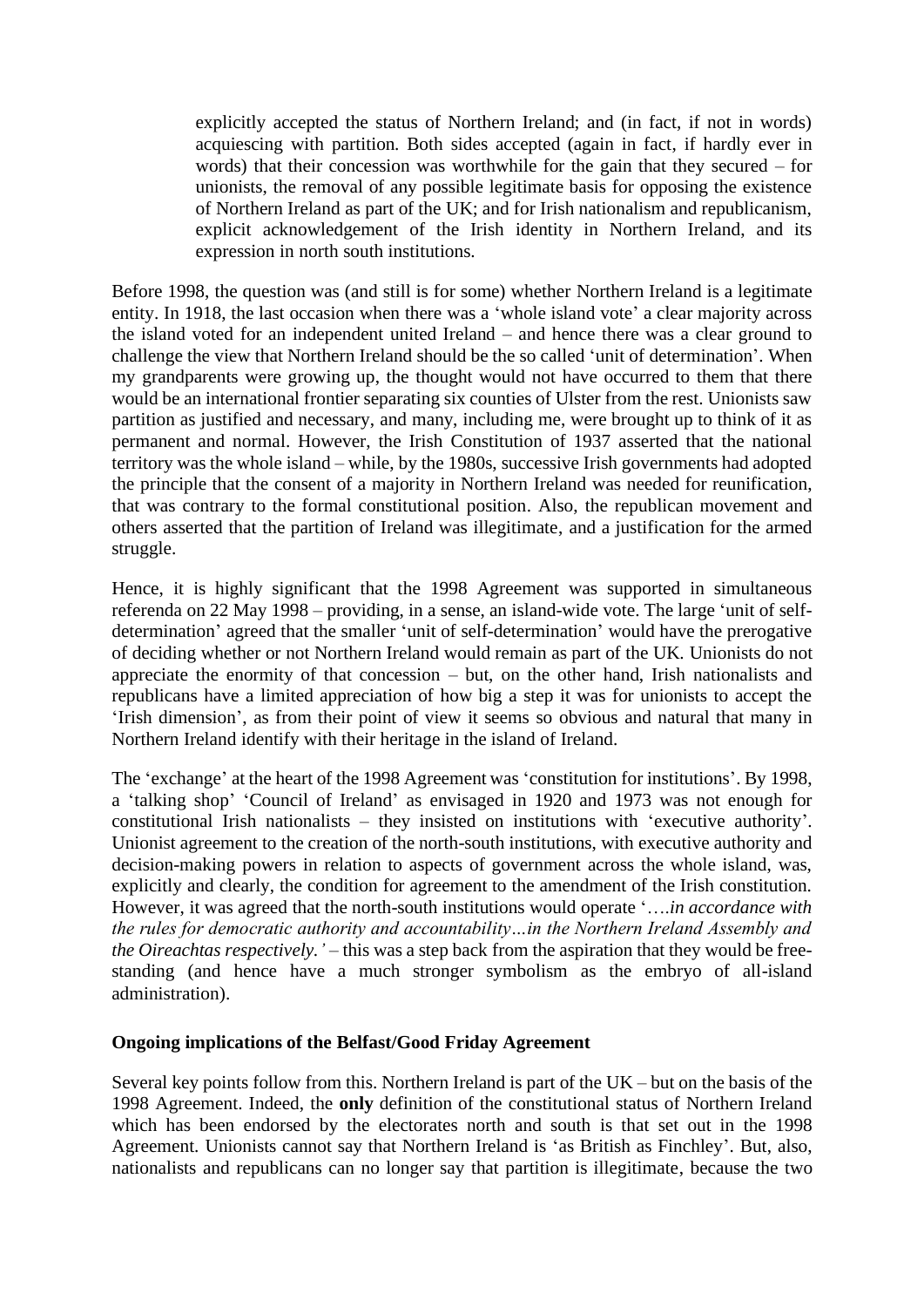> explicitly accepted the status of Northern Ireland; and (in fact, if not in words) acquiescing with partition. Both sides accepted (again in fact, if hardly ever in words) that their concession was worthwhile for the gain that they secured – for unionists, the removal of any possible legitimate basis for opposing the existence of Northern Ireland as part of the UK; and for Irish nationalism and republicanism, explicit acknowledgement of the Irish identity in Northern Ireland, and its expression in north south institutions.

Before 1998, the question was (and still is for some) whether Northern Ireland is a legitimate entity. In 1918, the last occasion when there was a 'whole island vote' a clear majority across the island voted for an independent united Ireland – and hence there was a clear ground to challenge the view that Northern Ireland should be the so called 'unit of determination'. When my grandparents were growing up, the thought would not have occurred to them that there would be an international frontier separating six counties of Ulster from the rest. Unionists saw partition as justified and necessary, and many, including me, were brought up to think of it as permanent and normal. However, the Irish Constitution of 1937 asserted that the national territory was the whole island – while, by the 1980s, successive Irish governments had adopted the principle that the consent of a majority in Northern Ireland was needed for reunification, that was contrary to the formal constitutional position. Also, the republican movement and others asserted that the partition of Ireland was illegitimate, and a justification for the armed struggle.

Hence, it is highly significant that the 1998 Agreement was supported in simultaneous referenda on 22 May 1998 – providing, in a sense, an island-wide vote. The large 'unit of self-determination' agreed that the smaller 'unit of self-determination' would have the prerogative of deciding whether or not Northern Ireland would remain as part of the UK. Unionists do not appreciate the enormity of that concession – but, on the other hand, Irish nationalists and republicans have a limited appreciation of how big a step it was for unionists to accept the 'Irish dimension', as from their point of view it seems so obvious and natural that many in Northern Ireland identify with their heritage in the island of Ireland.

The 'exchange' at the heart of the 1998 Agreement was 'constitution for institutions'. By 1998, a 'talking shop' 'Council of Ireland' as envisaged in 1920 and 1973 was not enough for constitutional Irish nationalists – they insisted on institutions with 'executive authority'. Unionist agreement to the creation of the north-south institutions, with executive authority and decision-making powers in relation to aspects of government across the whole island, was, explicitly and clearly, the condition for agreement to the amendment of the Irish constitution. However, it was agreed that the north-south institutions would operate '….*in accordance with the rules for democratic authority and accountability…in the Northern Ireland Assembly and the Oireachtas respectively.'* – this was a step back from the aspiration that they would be free-standing (and hence have a much stronger symbolism as the embryo of all-island administration).

**Ongoing implications of the Belfast/Good Friday Agreement**

Several key points follow from this. Northern Ireland is part of the UK – but on the basis of the 1998 Agreement. Indeed, the **only** definition of the constitutional status of Northern Ireland which has been endorsed by the electorates north and south is that set out in the 1998 Agreement. Unionists cannot say that Northern Ireland is 'as British as Finchley'. But, also, nationalists and republicans can no longer say that partition is illegitimate, because the two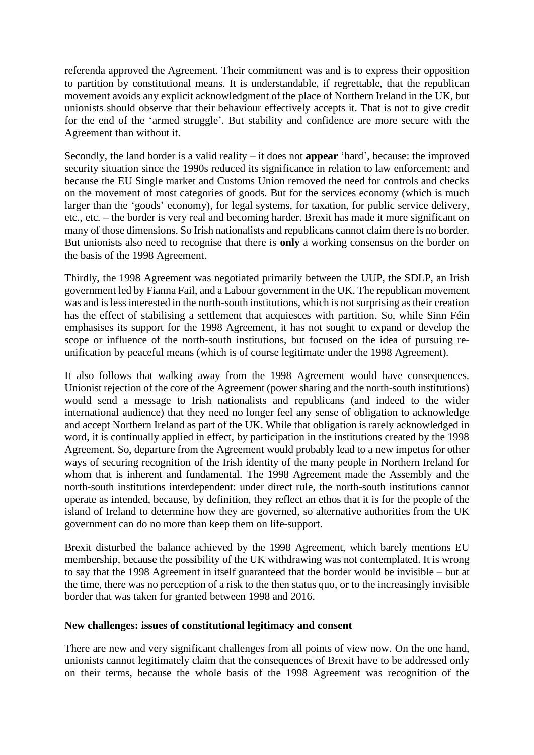referenda approved the Agreement. Their commitment was and is to express their opposition to partition by constitutional means. It is understandable, if regrettable, that the republican movement avoids any explicit acknowledgment of the place of Northern Ireland in the UK, but unionists should observe that their behaviour effectively accepts it. That is not to give credit for the end of the 'armed struggle'. But stability and confidence are more secure with the Agreement than without it.

Secondly, the land border is a valid reality – it does not **appear** 'hard', because: the improved security situation since the 1990s reduced its significance in relation to law enforcement; and because the EU Single market and Customs Union removed the need for controls and checks on the movement of most categories of goods. But for the services economy (which is much larger than the 'goods' economy), for legal systems, for taxation, for public service delivery, etc., etc. – the border is very real and becoming harder. Brexit has made it more significant on many of those dimensions. So Irish nationalists and republicans cannot claim there is no border. But unionists also need to recognise that there is **only** a working consensus on the border on the basis of the 1998 Agreement.

Thirdly, the 1998 Agreement was negotiated primarily between the UUP, the SDLP, an Irish government led by Fianna Fail, and a Labour government in the UK. The republican movement was and is less interested in the north-south institutions, which is not surprising as their creation has the effect of stabilising a settlement that acquiesces with partition. So, while Sinn Féin emphasises its support for the 1998 Agreement, it has not sought to expand or develop the scope or influence of the north-south institutions, but focused on the idea of pursuing re-unification by peaceful means (which is of course legitimate under the 1998 Agreement).

It also follows that walking away from the 1998 Agreement would have consequences. Unionist rejection of the core of the Agreement (power sharing and the north-south institutions) would send a message to Irish nationalists and republicans (and indeed to the wider international audience) that they need no longer feel any sense of obligation to acknowledge and accept Northern Ireland as part of the UK. While that obligation is rarely acknowledged in word, it is continually applied in effect, by participation in the institutions created by the 1998 Agreement. So, departure from the Agreement would probably lead to a new impetus for other ways of securing recognition of the Irish identity of the many people in Northern Ireland for whom that is inherent and fundamental. The 1998 Agreement made the Assembly and the north-south institutions interdependent: under direct rule, the north-south institutions cannot operate as intended, because, by definition, they reflect an ethos that it is for the people of the island of Ireland to determine how they are governed, so alternative authorities from the UK government can do no more than keep them on life-support.

Brexit disturbed the balance achieved by the 1998 Agreement, which barely mentions EU membership, because the possibility of the UK withdrawing was not contemplated. It is wrong to say that the 1998 Agreement in itself guaranteed that the border would be invisible – but at the time, there was no perception of a risk to the then status quo, or to the increasingly invisible border that was taken for granted between 1998 and 2016.

### New challenges: issues of constitutional legitimacy and consent

There are new and very significant challenges from all points of view now. On the one hand, unionists cannot legitimately claim that the consequences of Brexit have to be addressed only on their terms, because the whole basis of the 1998 Agreement was recognition of the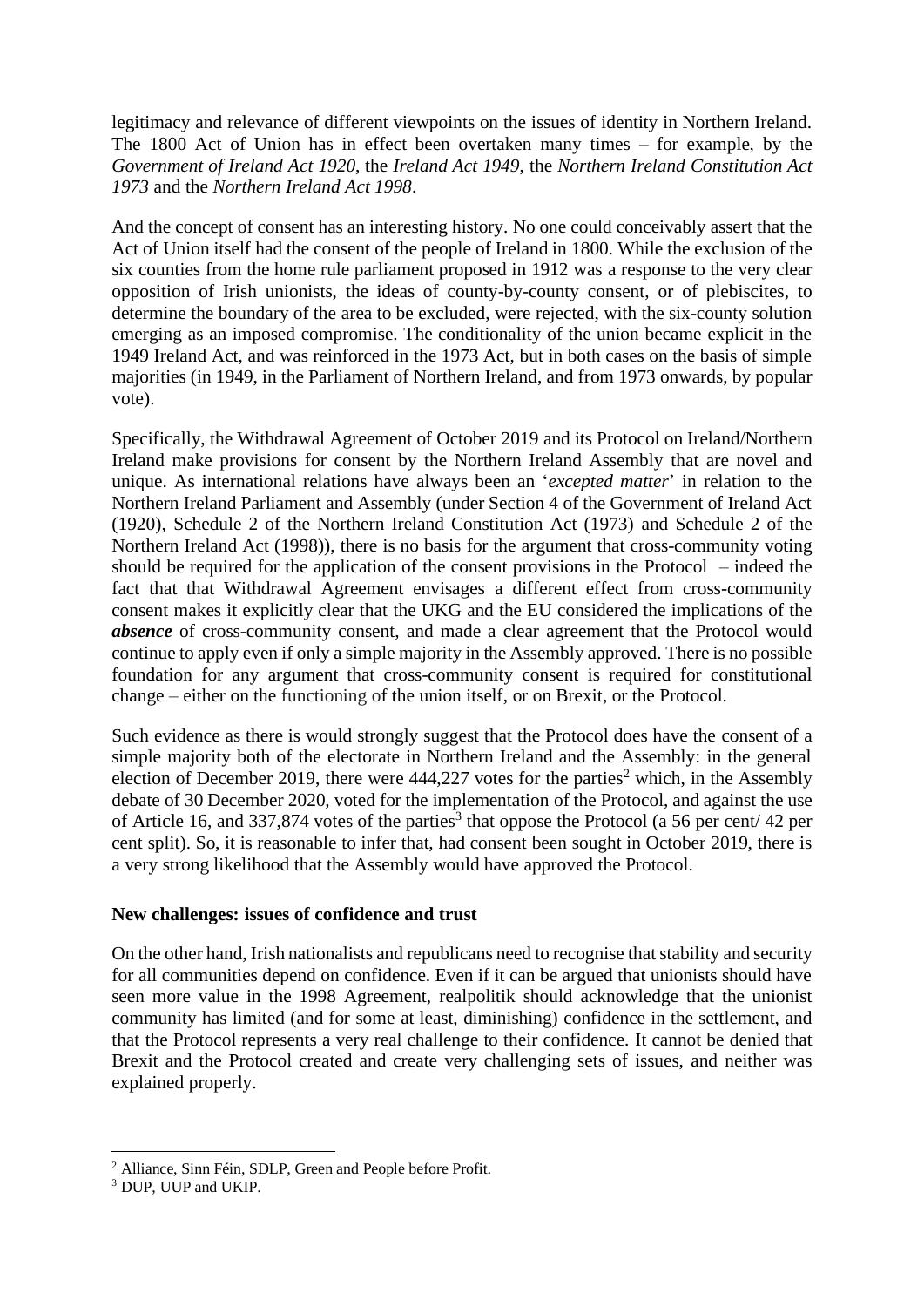legitimacy and relevance of different viewpoints on the issues of identity in Northern Ireland. The 1800 Act of Union has in effect been overtaken many times – for example, by the *Government of Ireland Act 1920*, the *Ireland Act 1949*, the *Northern Ireland Constitution Act 1973* and the *Northern Ireland Act 1998*.

And the concept of consent has an interesting history. No one could conceivably assert that the Act of Union itself had the consent of the people of Ireland in 1800. While the exclusion of the six counties from the home rule parliament proposed in 1912 was a response to the very clear opposition of Irish unionists, the ideas of county-by-county consent, or of plebiscites, to determine the boundary of the area to be excluded, were rejected, with the six-county solution emerging as an imposed compromise. The conditionality of the union became explicit in the 1949 Ireland Act, and was reinforced in the 1973 Act, but in both cases on the basis of simple majorities (in 1949, in the Parliament of Northern Ireland, and from 1973 onwards, by popular vote).

Specifically, the Withdrawal Agreement of October 2019 and its Protocol on Ireland/Northern Ireland make provisions for consent by the Northern Ireland Assembly that are novel and unique. As international relations have always been an '*excepted matter*' in relation to the Northern Ireland Parliament and Assembly (under Section 4 of the Government of Ireland Act (1920), Schedule 2 of the Northern Ireland Constitution Act (1973) and Schedule 2 of the Northern Ireland Act (1998)), there is no basis for the argument that cross-community voting should be required for the application of the consent provisions in the Protocol – indeed the fact that that Withdrawal Agreement envisages a different effect from cross-community consent makes it explicitly clear that the UKG and the EU considered the implications of the ***absence*** of cross-community consent, and made a clear agreement that the Protocol would continue to apply even if only a simple majority in the Assembly approved. There is no possible foundation for any argument that cross-community consent is required for constitutional change – either on the functioning of the union itself, or on Brexit, or the Protocol.

Such evidence as there is would strongly suggest that the Protocol does have the consent of a simple majority both of the electorate in Northern Ireland and the Assembly: in the general election of December 2019, there were 444,227 votes for the parties[2] which, in the Assembly debate of 30 December 2020, voted for the implementation of the Protocol, and against the use of Article 16, and 337,874 votes of the parties[3] that oppose the Protocol (a 56 per cent/ 42 per cent split). So, it is reasonable to infer that, had consent been sought in October 2019, there is a very strong likelihood that the Assembly would have approved the Protocol.

**New challenges: issues of confidence and trust**

On the other hand, Irish nationalists and republicans need to recognise that stability and security for all communities depend on confidence. Even if it can be argued that unionists should have seen more value in the 1998 Agreement, realpolitik should acknowledge that the unionist community has limited (and for some at least, diminishing) confidence in the settlement, and that the Protocol represents a very real challenge to their confidence. It cannot be denied that Brexit and the Protocol created and create very challenging sets of issues, and neither was explained properly.

[2] Alliance, Sinn Féin, SDLP, Green and People before Profit.

[3] DUP, UUP and UKIP.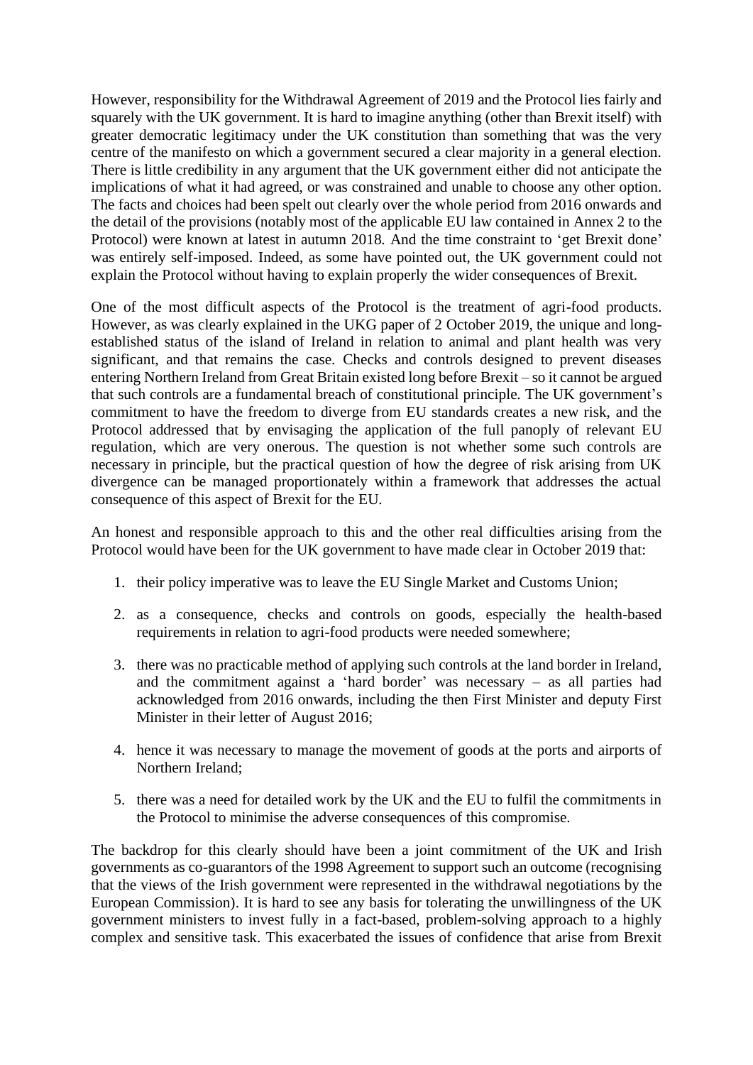However, responsibility for the Withdrawal Agreement of 2019 and the Protocol lies fairly and squarely with the UK government. It is hard to imagine anything (other than Brexit itself) with greater democratic legitimacy under the UK constitution than something that was the very centre of the manifesto on which a government secured a clear majority in a general election. There is little credibility in any argument that the UK government either did not anticipate the implications of what it had agreed, or was constrained and unable to choose any other option. The facts and choices had been spelt out clearly over the whole period from 2016 onwards and the detail of the provisions (notably most of the applicable EU law contained in Annex 2 to the Protocol) were known at latest in autumn 2018. And the time constraint to 'get Brexit done' was entirely self-imposed. Indeed, as some have pointed out, the UK government could not explain the Protocol without having to explain properly the wider consequences of Brexit.

One of the most difficult aspects of the Protocol is the treatment of agri-food products. However, as was clearly explained in the UKG paper of 2 October 2019, the unique and long-established status of the island of Ireland in relation to animal and plant health was very significant, and that remains the case. Checks and controls designed to prevent diseases entering Northern Ireland from Great Britain existed long before Brexit – so it cannot be argued that such controls are a fundamental breach of constitutional principle. The UK government's commitment to have the freedom to diverge from EU standards creates a new risk, and the Protocol addressed that by envisaging the application of the full panoply of relevant EU regulation, which are very onerous. The question is not whether some such controls are necessary in principle, but the practical question of how the degree of risk arising from UK divergence can be managed proportionately within a framework that addresses the actual consequence of this aspect of Brexit for the EU.

An honest and responsible approach to this and the other real difficulties arising from the Protocol would have been for the UK government to have made clear in October 2019 that:

1. their policy imperative was to leave the EU Single Market and Customs Union;

2. as a consequence, checks and controls on goods, especially the health-based requirements in relation to agri-food products were needed somewhere;

3. there was no practicable method of applying such controls at the land border in Ireland, and the commitment against a 'hard border' was necessary – as all parties had acknowledged from 2016 onwards, including the then First Minister and deputy First Minister in their letter of August 2016;

4. hence it was necessary to manage the movement of goods at the ports and airports of Northern Ireland;

5. there was a need for detailed work by the UK and the EU to fulfil the commitments in the Protocol to minimise the adverse consequences of this compromise.

The backdrop for this clearly should have been a joint commitment of the UK and Irish governments as co-guarantors of the 1998 Agreement to support such an outcome (recognising that the views of the Irish government were represented in the withdrawal negotiations by the European Commission). It is hard to see any basis for tolerating the unwillingness of the UK government ministers to invest fully in a fact-based, problem-solving approach to a highly complex and sensitive task. This exacerbated the issues of confidence that arise from Brexit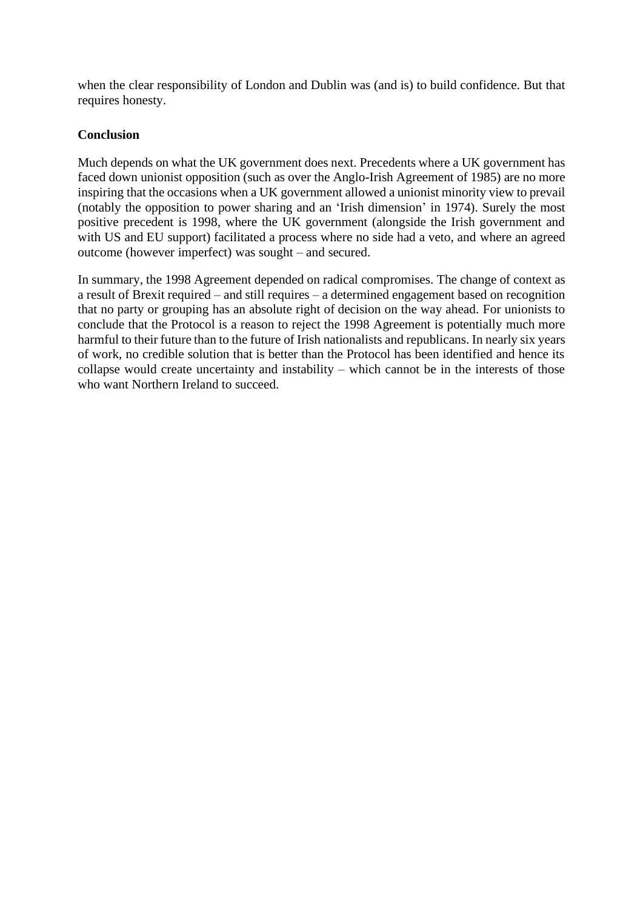when the clear responsibility of London and Dublin was (and is) to build confidence. But that requires honesty.

**Conclusion**

Much depends on what the UK government does next. Precedents where a UK government has faced down unionist opposition (such as over the Anglo-Irish Agreement of 1985) are no more inspiring that the occasions when a UK government allowed a unionist minority view to prevail (notably the opposition to power sharing and an 'Irish dimension' in 1974). Surely the most positive precedent is 1998, where the UK government (alongside the Irish government and with US and EU support) facilitated a process where no side had a veto, and where an agreed outcome (however imperfect) was sought – and secured.

In summary, the 1998 Agreement depended on radical compromises. The change of context as a result of Brexit required – and still requires – a determined engagement based on recognition that no party or grouping has an absolute right of decision on the way ahead. For unionists to conclude that the Protocol is a reason to reject the 1998 Agreement is potentially much more harmful to their future than to the future of Irish nationalists and republicans. In nearly six years of work, no credible solution that is better than the Protocol has been identified and hence its collapse would create uncertainty and instability – which cannot be in the interests of those who want Northern Ireland to succeed.